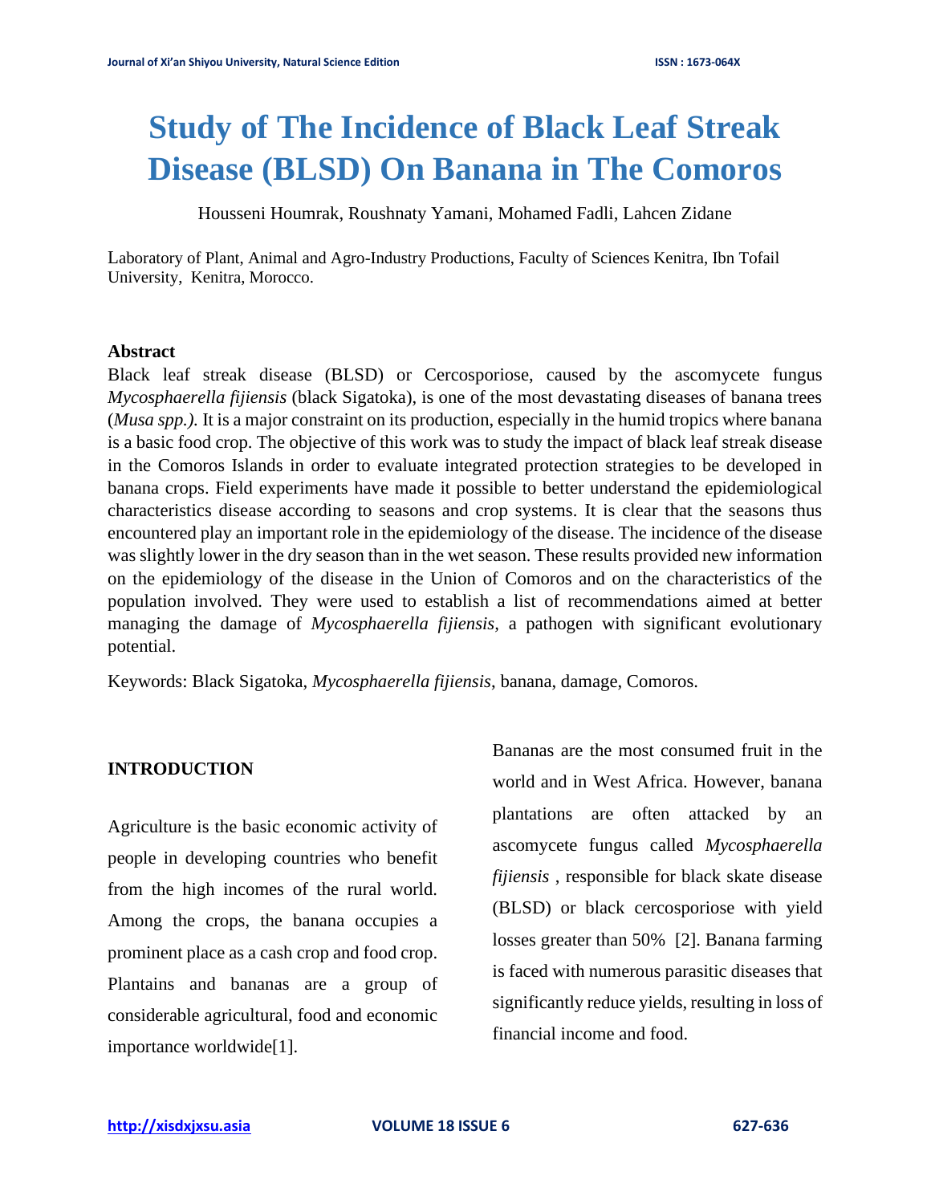# Study of The Incidence of Black Leaf Streak Disease (BLSD) On Banana in The Comoros

Housseni Houmrak, Roushnaty Yamani, Mohamed Fadli, Lahcen Zidane

Laboratory of Plant, Animal and Agro-Industry Productions, Faculty of Sciences Kenitra, Ibn Tofail University, Kenitra, Morocco.

## Abstract

Black leaf streak disease (BLSD) or Cercosporiose, caused by the ascomycete fungus *Mycosphaerella fijiensis* (black Sigatoka), is one of the most devastating diseases of banana trees (*Musa spp.).* It is a major constraint on its production, especially in the humid tropics where banana is a basic food crop. The objective of this work was to study the impact of black leaf streak disease in the Comoros Islands in order to evaluate integrated protection strategies to be developed in banana crops. Field experiments have made it possible to better understand the epidemiological characteristics disease according to seasons and crop systems. It is clear that the seasons thus encountered play an important role in the epidemiology of the disease. The incidence of the disease was slightly lower in the dry season than in the wet season. These results provided new information on the epidemiology of the disease in the Union of Comoros and on the characteristics of the population involved. They were used to establish a list of recommendations aimed at better managing the damage of *Mycosphaerella fijiensis*, a pathogen with significant evolutionary potential.

Keywords: Black Sigatoka, *Mycosphaerella fijiensis*, banana, damage, Comoros.

## INTRODUCTION

Agriculture is the basic economic activity of people in developing countries who benefit from the high incomes of the rural world. Among the crops, the banana occupies a prominent place as a cash crop and food crop. Plantains and bananas are a group of considerable agricultural, food and economic importance worldwide[1].

Bananas are the most consumed fruit in the world and in West Africa. However, banana plantations are often attacked by an ascomycete fungus called *Mycosphaerella fijiensis* , responsible for black skate disease (BLSD) or black cercosporiose with yield losses greater than 50% [2]. Banana farming is faced with numerous parasitic diseases that significantly reduce yields, resulting in loss of financial income and food.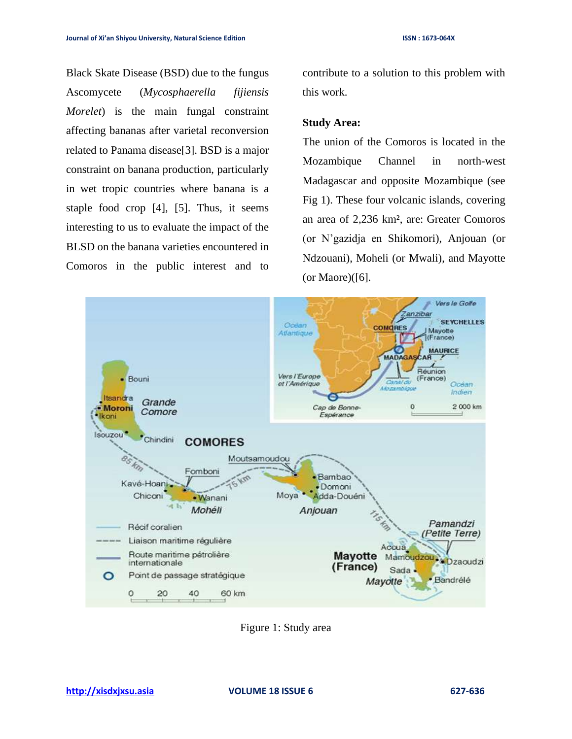Black Skate Disease (BSD) due to the fungus Ascomycete (*Mycosphaerella fijiensis Morelet*) is the main fungal constraint affecting bananas after varietal reconversion related to Panama disease[3]. BSD is a major constraint on banana production, particularly in wet tropic countries where banana is a staple food crop [4], [5]. Thus, it seems interesting to us to evaluate the impact of the BLSD on the banana varieties encountered in Comoros in the public interest and to contribute to a solution to this problem with this work.

**Study Area:**

The union of the Comoros is located in the Mozambique Channel in north-west Madagascar and opposite Mozambique (see Fig 1). These four volcanic islands, covering an area of 2,236 km², are: Greater Comoros (or N'gazidja en Shikomori), Anjouan (or Ndzouani), Moheli (or Mwali), and Mayotte (or Maore)([6].

Figure 1: Study area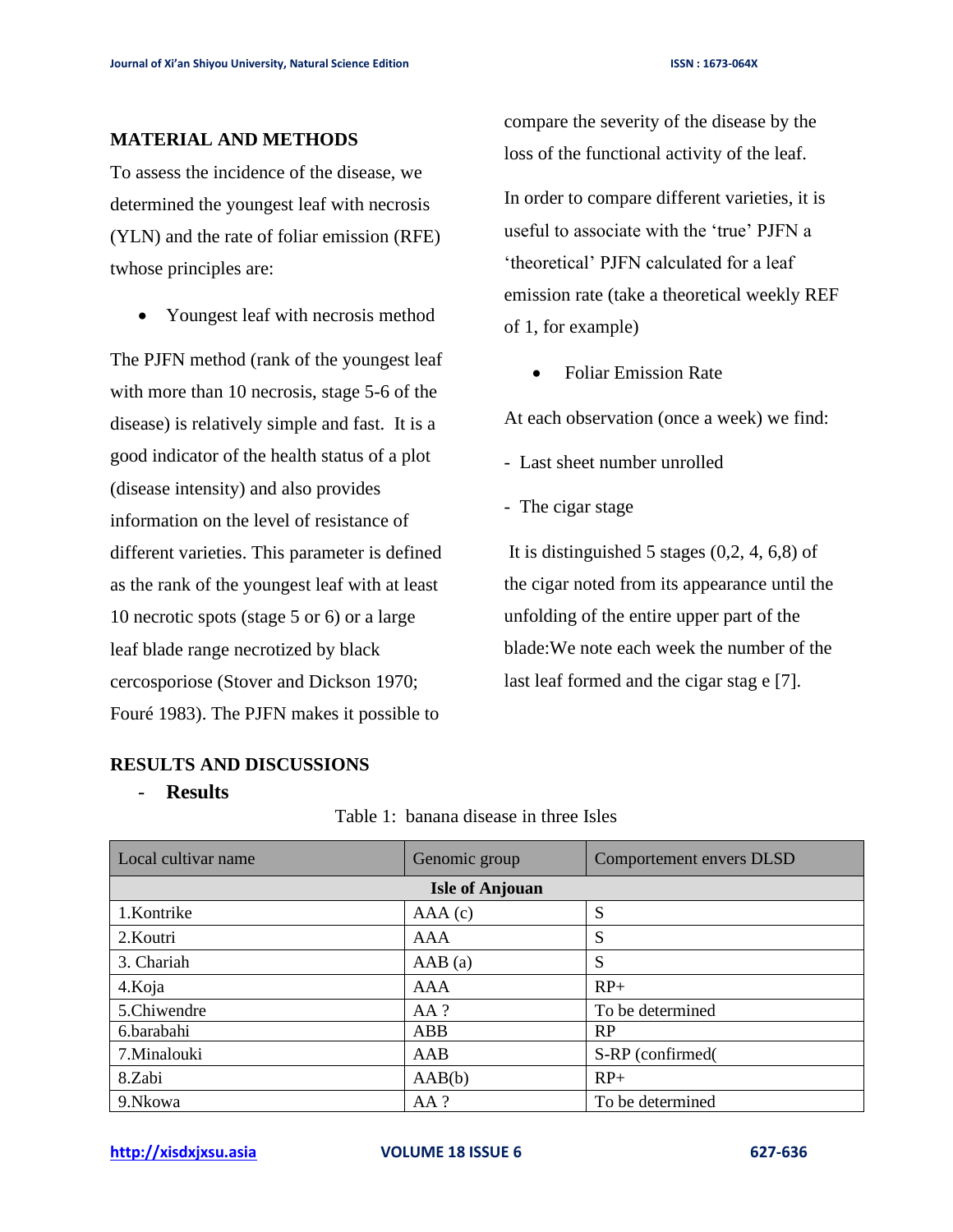## MATERIAL AND METHODS

To assess the incidence of the disease, we determined the youngest leaf with necrosis (YLN) and the rate of foliar emission (RFE) twhose principles are:

- Youngest leaf with necrosis method

The PJFN method (rank of the youngest leaf with more than 10 necrosis, stage 5-6 of the disease) is relatively simple and fast. It is a good indicator of the health status of a plot (disease intensity) and also provides information on the level of resistance of different varieties. This parameter is defined as the rank of the youngest leaf with at least 10 necrotic spots (stage 5 or 6) or a large leaf blade range necrotized by black cercosporiose (Stover and Dickson 1970; Fouré 1983). The PJFN makes it possible to compare the severity of the disease by the loss of the functional activity of the leaf.

In order to compare different varieties, it is useful to associate with the 'true' PJFN a 'theoretical' PJFN calculated for a leaf emission rate (take a theoretical weekly REF of 1, for example)

- Foliar Emission Rate

At each observation (once a week) we find:

- Last sheet number unrolled
- The cigar stage

It is distinguished 5 stages (0,2, 4, 6,8) of the cigar noted from its appearance until the unfolding of the entire upper part of the blade:We note each week the number of the last leaf formed and the cigar stag e [7].

## RESULTS AND DISCUSSIONS

### - Results

Table 1: banana disease in three Isles

| Local cultivar name | Genomic group | Comportement envers DLSD |
|---|---|---|
| **Isle of Anjouan** | | |
| 1.Kontrike | AAA (c) | S |
| 2.Koutri | AAA | S |
| 3. Chariah | AAB (a) | S |
| 4.Koja | AAA | RP+ |
| 5.Chiwendre | AA ? | To be determined |
| 6.barabahi | ABB | RP |
| 7.Minalouki | AAB | S-RP (confirmed( |
| 8.Zabi | AAB(b) | RP+ |
| 9.Nkowa | AA ? | To be determined |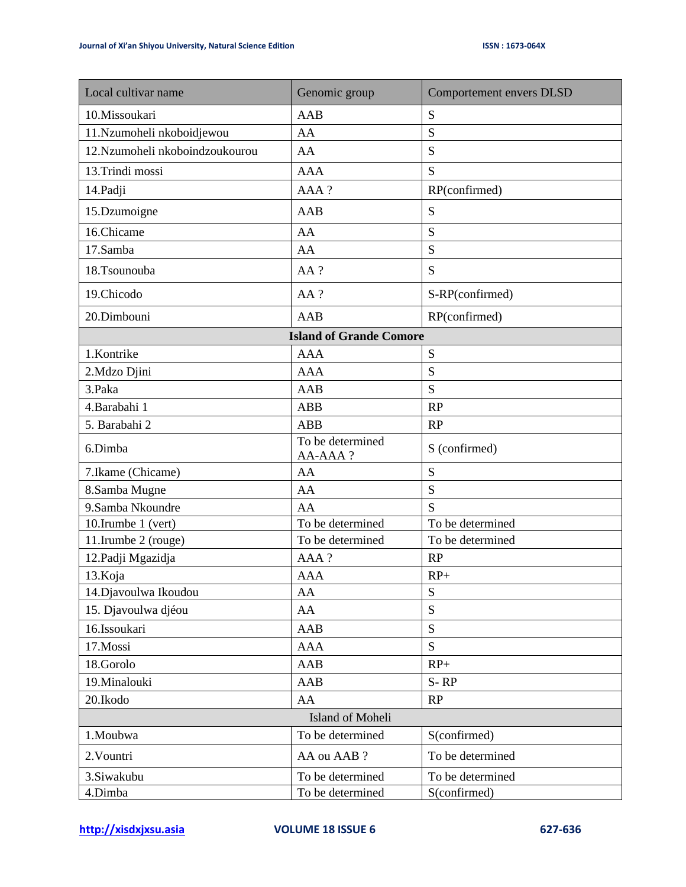| Local cultivar name | Genomic group | Comportement envers DLSD |
| --- | --- | --- |
| 10.Missoukari | AAB | S |
| 11.Nzumoheli nkoboidjewou | AA | S |
| 12.Nzumoheli nkoboindzoukourou | AA | S |
| 13.Trindi mossi | AAA | S |
| 14.Padji | AAA ? | RP(confirmed) |
| 15.Dzumoigne | AAB | S |
| 16.Chicame | AA | S |
| 17.Samba | AA | S |
| 18.Tsounouba | AA ? | S |
| 19.Chicodo | AA ? | S-RP(confirmed) |
| 20.Dimbouni | AAB | RP(confirmed) |
| **Island of Grande Comore** | | |
| 1.Kontrike | AAA | S |
| 2.Mdzo Djini | AAA | S |
| 3.Paka | AAB | S |
| 4.Barabahi 1 | ABB | RP |
| 5. Barabahi 2 | ABB | RP |
| 6.Dimba | To be determined AA-AAA ? | S (confirmed) |
| 7.Ikame (Chicame) | AA | S |
| 8.Samba Mugne | AA | S |
| 9.Samba Nkoundre | AA | S |
| 10.Irumbe 1 (vert) | To be determined | To be determined |
| 11.Irumbe 2 (rouge) | To be determined | To be determined |
| 12.Padji Mgazidja | AAA ? | RP |
| 13.Koja | AAA | RP+ |
| 14.Djavoulwa Ikoudou | AA | S |
| 15. Djavoulwa djéou | AA | S |
| 16.Issoukari | AAB | S |
| 17.Mossi | AAA | S |
| 18.Gorolo | AAB | RP+ |
| 19.Minalouki | AAB | S- RP |
| 20.Ikodo | AA | RP |
| Island of Moheli | | |
| 1.Moubwa | To be determined | S(confirmed) |
| 2.Vountri | AA ou AAB ? | To be determined |
| 3.Siwakubu | To be determined | To be determined |
| 4.Dimba | To be determined | S(confirmed) |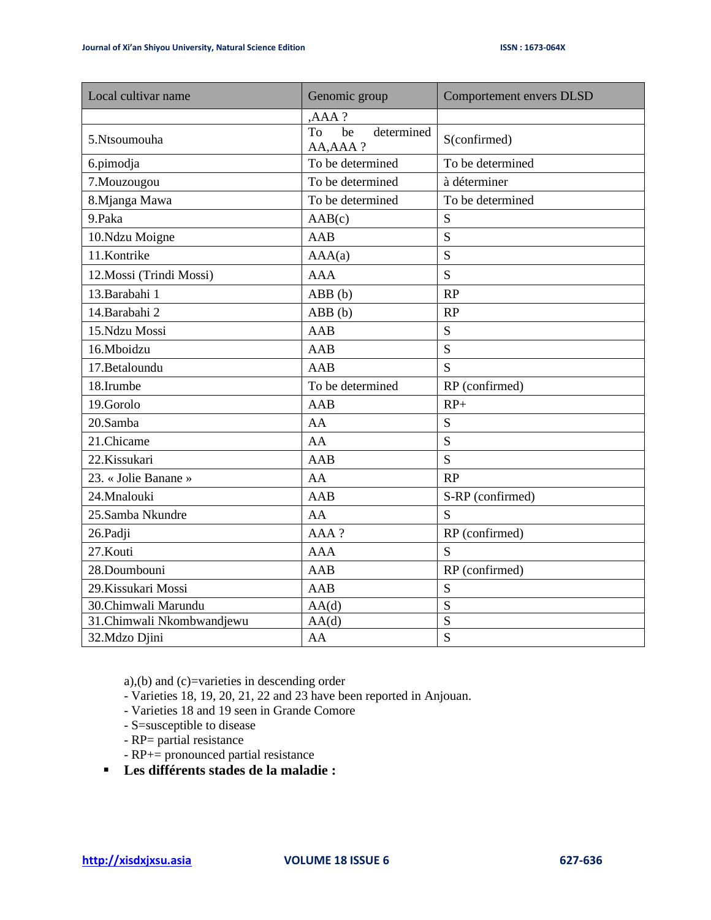| Local cultivar name | Genomic group | Comportement envers DLSD |
|---|---|---|
| | ,AAA ? | |
| 5.Ntsoumouha | To be determined AA,AAA ? | S(confirmed) |
| 6.pimodja | To be determined | To be determined |
| 7.Mouzougou | To be determined | à déterminer |
| 8.Mjanga Mawa | To be determined | To be determined |
| 9.Paka | AAB(c) | S |
| 10.Ndzu Moigne | AAB | S |
| 11.Kontrike | AAA(a) | S |
| 12.Mossi (Trindi Mossi) | AAA | S |
| 13.Barabahi 1 | ABB (b) | RP |
| 14.Barabahi 2 | ABB (b) | RP |
| 15.Ndzu Mossi | AAB | S |
| 16.Mboidzu | AAB | S |
| 17.Betaloundu | AAB | S |
| 18.Irumbe | To be determined | RP (confirmed) |
| 19.Gorolo | AAB | RP+ |
| 20.Samba | AA | S |
| 21.Chicame | AA | S |
| 22.Kissukari | AAB | S |
| 23. « Jolie Banane » | AA | RP |
| 24.Mnalouki | AAB | S-RP (confirmed) |
| 25.Samba Nkundre | AA | S |
| 26.Padji | AAA ? | RP (confirmed) |
| 27.Kouti | AAA | S |
| 28.Doumbouni | AAB | RP (confirmed) |
| 29.Kissukari Mossi | AAB | S |
| 30.Chimwali Marundu | AA(d) | S |
| 31.Chimwali Nkombwandjewu | AA(d) | S |
| 32.Mdzo Djini | AA | S |

a),(b) and (c)=varieties in descending order
- Varieties 18, 19, 20, 21, 22 and 23 have been reported in Anjouan.
- Varieties 18 and 19 seen in Grande Comore
- S=susceptible to disease
- RP= partial resistance
- RP+= pronounced partial resistance

- **Les différents stades de la maladie :**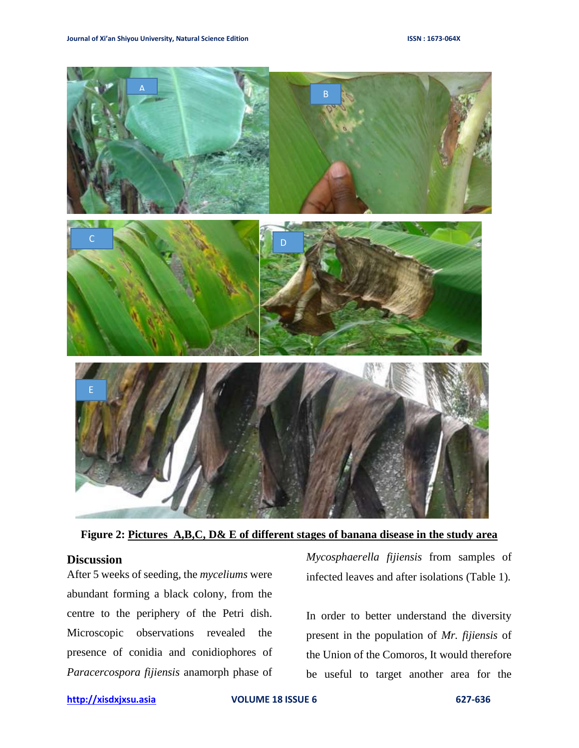**Figure 2: Pictures A,B,C, D& E of different stages of banana disease in the study area**

## Discussion

After 5 weeks of seeding, the *myceliums* were abundant forming a black colony, from the centre to the periphery of the Petri dish. Microscopic observations revealed the presence of conidia and conidiophores of *Paracercospora fijiensis* anamorph phase of *Mycosphaerella fijiensis* from samples of infected leaves and after isolations (Table 1).

In order to better understand the diversity present in the population of *Mr. fijiensis* of the Union of the Comoros, It would therefore be useful to target another area for the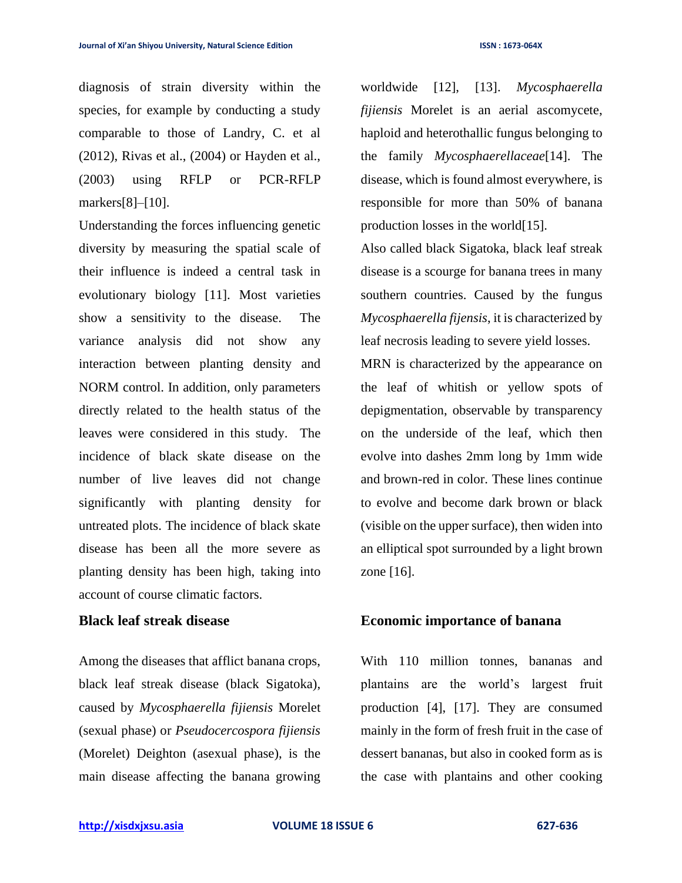diagnosis of strain diversity within the species, for example by conducting a study comparable to those of Landry, C. et al (2012), Rivas et al., (2004) or Hayden et al., (2003) using RFLP or PCR-RFLP markers[8]–[10].

Understanding the forces influencing genetic diversity by measuring the spatial scale of their influence is indeed a central task in evolutionary biology [11]. Most varieties show a sensitivity to the disease. The variance analysis did not show any interaction between planting density and NORM control. In addition, only parameters directly related to the health status of the leaves were considered in this study. The incidence of black skate disease on the number of live leaves did not change significantly with planting density for untreated plots. The incidence of black skate disease has been all the more severe as planting density has been high, taking into account of course climatic factors.

## Black leaf streak disease

Among the diseases that afflict banana crops, black leaf streak disease (black Sigatoka), caused by *Mycosphaerella fijiensis* Morelet (sexual phase) or *Pseudocercospora fijiensis* (Morelet) Deighton (asexual phase), is the main disease affecting the banana growing worldwide [12], [13]. *Mycosphaerella fijiensis* Morelet is an aerial ascomycete, haploid and heterothallic fungus belonging to the family *Mycosphaerellaceae*[14]. The disease, which is found almost everywhere, is responsible for more than 50% of banana production losses in the world[15].

Also called black Sigatoka, black leaf streak disease is a scourge for banana trees in many southern countries. Caused by the fungus *Mycosphaerella fijensis*, it is characterized by leaf necrosis leading to severe yield losses.

MRN is characterized by the appearance on the leaf of whitish or yellow spots of depigmentation, observable by transparency on the underside of the leaf, which then evolve into dashes 2mm long by 1mm wide and brown-red in color. These lines continue to evolve and become dark brown or black (visible on the upper surface), then widen into an elliptical spot surrounded by a light brown zone [16].

## Economic importance of banana

With 110 million tonnes, bananas and plantains are the world's largest fruit production [4], [17]. They are consumed mainly in the form of fresh fruit in the case of dessert bananas, but also in cooked form as is the case with plantains and other cooking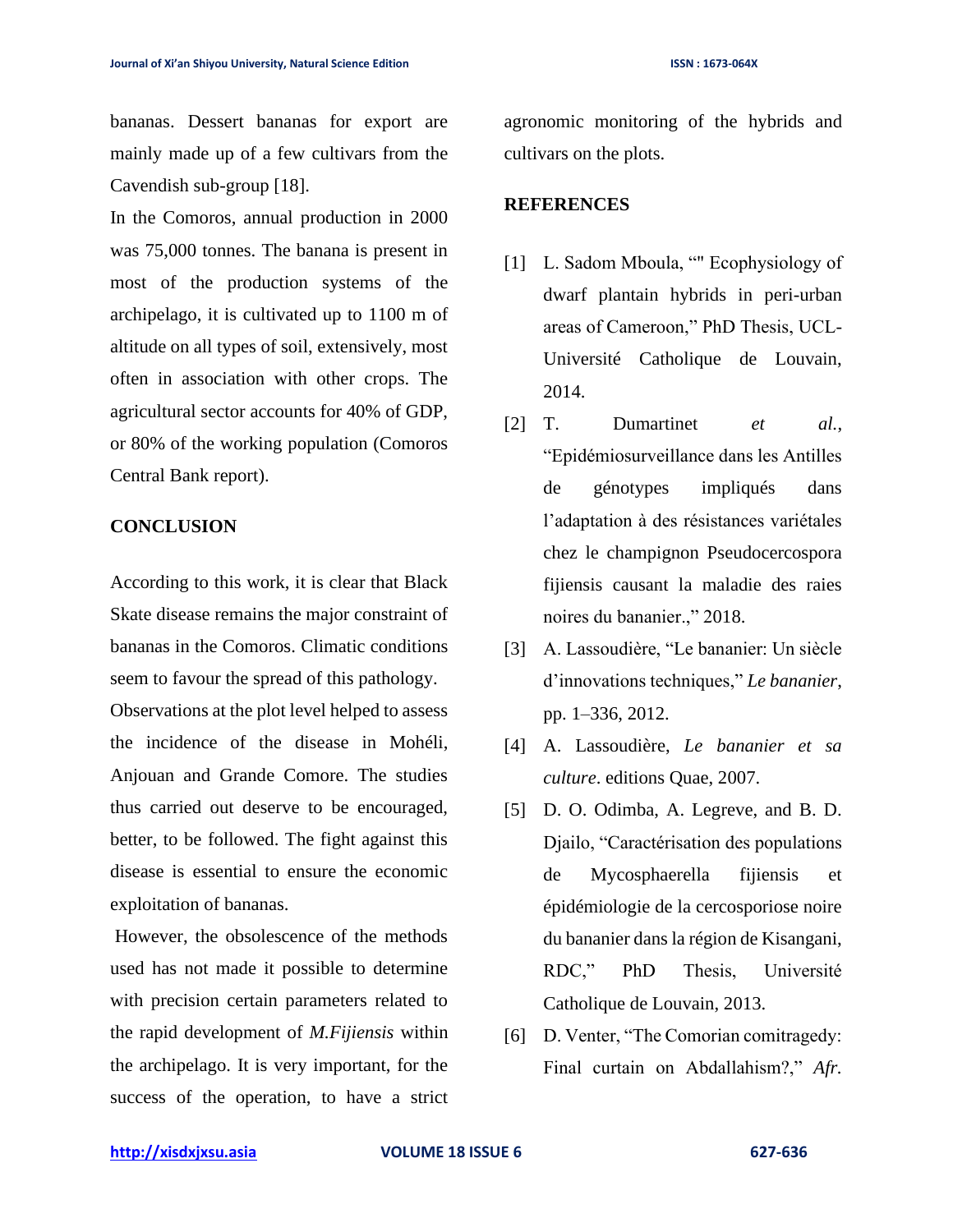bananas. Dessert bananas for export are mainly made up of a few cultivars from the Cavendish sub-group [18].

In the Comoros, annual production in 2000 was 75,000 tonnes. The banana is present in most of the production systems of the archipelago, it is cultivated up to 1100 m of altitude on all types of soil, extensively, most often in association with other crops. The agricultural sector accounts for 40% of GDP, or 80% of the working population (Comoros Central Bank report).

## CONCLUSION

According to this work, it is clear that Black Skate disease remains the major constraint of bananas in the Comoros. Climatic conditions seem to favour the spread of this pathology.

Observations at the plot level helped to assess the incidence of the disease in Mohéli, Anjouan and Grande Comore. The studies thus carried out deserve to be encouraged, better, to be followed. The fight against this disease is essential to ensure the economic exploitation of bananas.

However, the obsolescence of the methods used has not made it possible to determine with precision certain parameters related to the rapid development of *M.Fijiensis* within the archipelago. It is very important, for the success of the operation, to have a strict agronomic monitoring of the hybrids and cultivars on the plots.

## REFERENCES

[1] L. Sadom Mboula, “" Ecophysiology of dwarf plantain hybrids in peri-urban areas of Cameroon,” PhD Thesis, UCL-Université Catholique de Louvain, 2014.

[2] T. Dumartinet *et al.*, “Epidémiosurveillance dans les Antilles de génotypes impliqués dans l’adaptation à des résistances variétales chez le champignon Pseudocercospora fijiensis causant la maladie des raies noires du bananier.,” 2018.

[3] A. Lassoudière, “Le bananier: Un siècle d’innovations techniques,” *Le bananier*, pp. 1–336, 2012.

[4] A. Lassoudière, *Le bananier et sa culture*. editions Quae, 2007.

[5] D. O. Odimba, A. Legreve, and B. D. Djailo, “Caractérisation des populations de Mycosphaerella fijiensis et épidémiologie de la cercosporiose noire du bananier dans la région de Kisangani, RDC,” PhD Thesis, Université Catholique de Louvain, 2013.

[6] D. Venter, “The Comorian comitragedy: Final curtain on Abdallahism?,” *Afr.*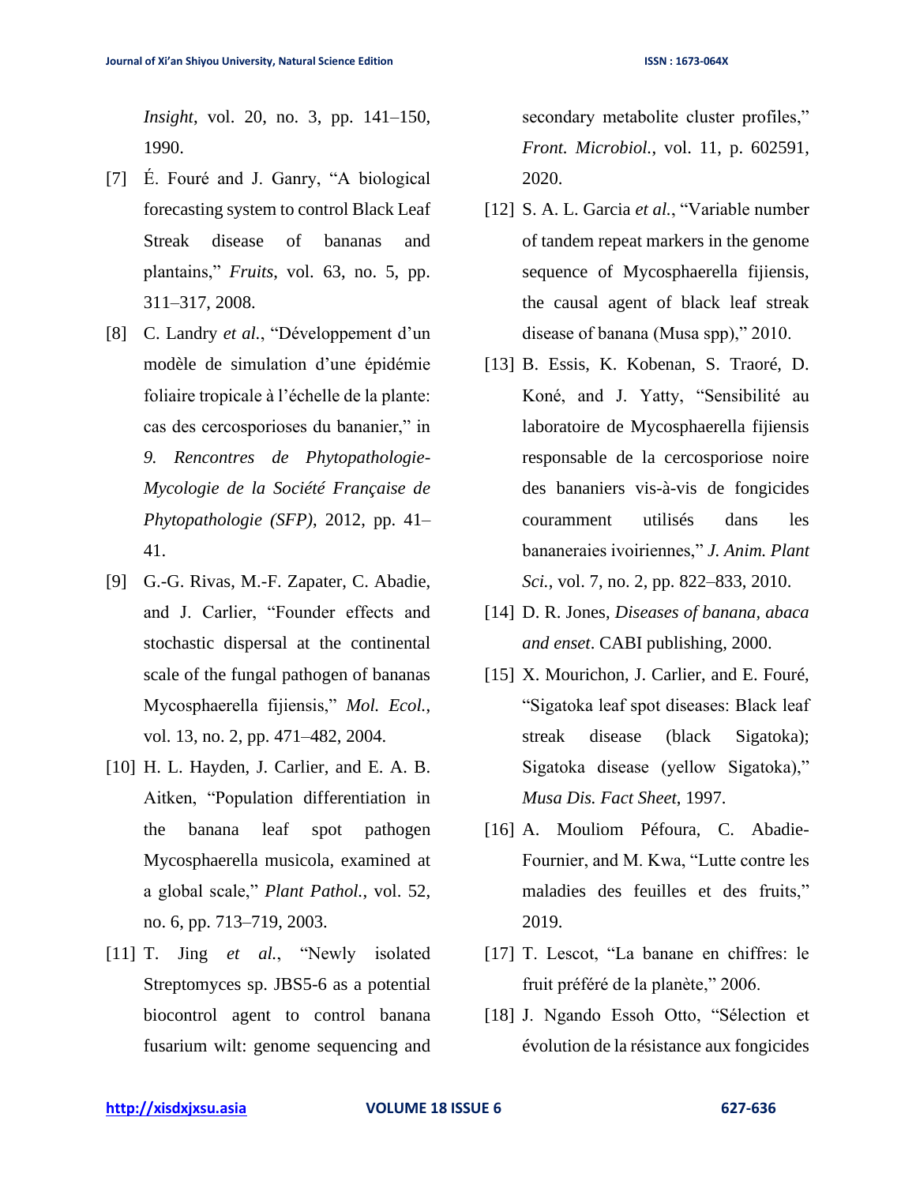*Insight*, vol. 20, no. 3, pp. 141–150, 1990.

[7] É. Fouré and J. Ganry, "A biological forecasting system to control Black Leaf Streak disease of bananas and plantains," *Fruits*, vol. 63, no. 5, pp. 311–317, 2008.

[8] C. Landry *et al.*, "Développement d'un modèle de simulation d'une épidémie foliaire tropicale à l'échelle de la plante: cas des cercosporioses du bananier," in *9. Rencontres de Phytopathologie-Mycologie de la Société Française de Phytopathologie (SFP)*, 2012, pp. 41–41.

[9] G.-G. Rivas, M.-F. Zapater, C. Abadie, and J. Carlier, "Founder effects and stochastic dispersal at the continental scale of the fungal pathogen of bananas Mycosphaerella fijiensis," *Mol. Ecol.*, vol. 13, no. 2, pp. 471–482, 2004.

[10] H. L. Hayden, J. Carlier, and E. A. B. Aitken, "Population differentiation in the banana leaf spot pathogen Mycosphaerella musicola, examined at a global scale," *Plant Pathol.*, vol. 52, no. 6, pp. 713–719, 2003.

[11] T. Jing *et al.*, "Newly isolated Streptomyces sp. JBS5-6 as a potential biocontrol agent to control banana fusarium wilt: genome sequencing and secondary metabolite cluster profiles," *Front. Microbiol.*, vol. 11, p. 602591, 2020.

[12] S. A. L. Garcia *et al.*, "Variable number of tandem repeat markers in the genome sequence of Mycosphaerella fijiensis, the causal agent of black leaf streak disease of banana (Musa spp)," 2010.

[13] B. Essis, K. Kobenan, S. Traoré, D. Koné, and J. Yatty, "Sensibilité au laboratoire de Mycosphaerella fijiensis responsable de la cercosporiose noire des bananiers vis-à-vis de fongicides couramment utilisés dans les bananeraies ivoiriennes," *J. Anim. Plant Sci.*, vol. 7, no. 2, pp. 822–833, 2010.

[14] D. R. Jones, *Diseases of banana, abaca and enset*. CABI publishing, 2000.

[15] X. Mourichon, J. Carlier, and E. Fouré, "Sigatoka leaf spot diseases: Black leaf streak disease (black Sigatoka); Sigatoka disease (yellow Sigatoka)," *Musa Dis. Fact Sheet*, 1997.

[16] A. Mouliom Péfoura, C. Abadie-Fournier, and M. Kwa, "Lutte contre les maladies des feuilles et des fruits," 2019.

[17] T. Lescot, "La banane en chiffres: le fruit préféré de la planète," 2006.

[18] J. Ngando Essoh Otto, "Sélection et évolution de la résistance aux fongicides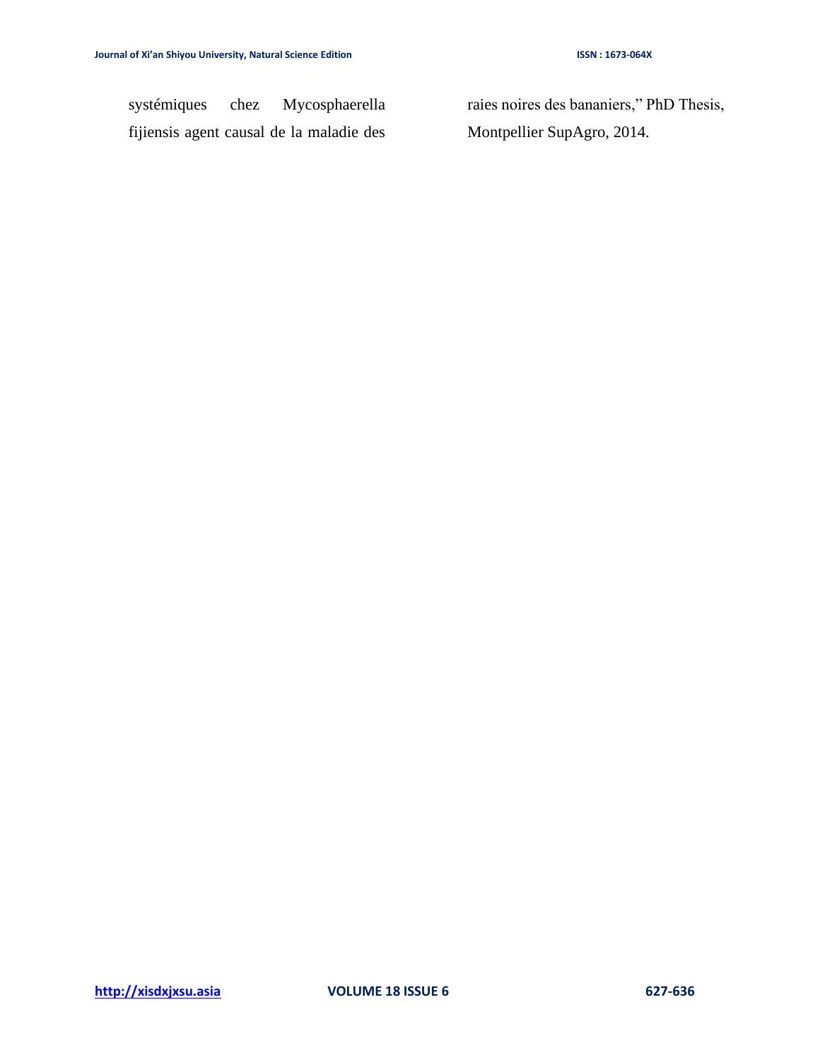systémiques chez Mycosphaerella fijiensis agent causal de la maladie des raies noires des bananiers," PhD Thesis, Montpellier SupAgro, 2014.